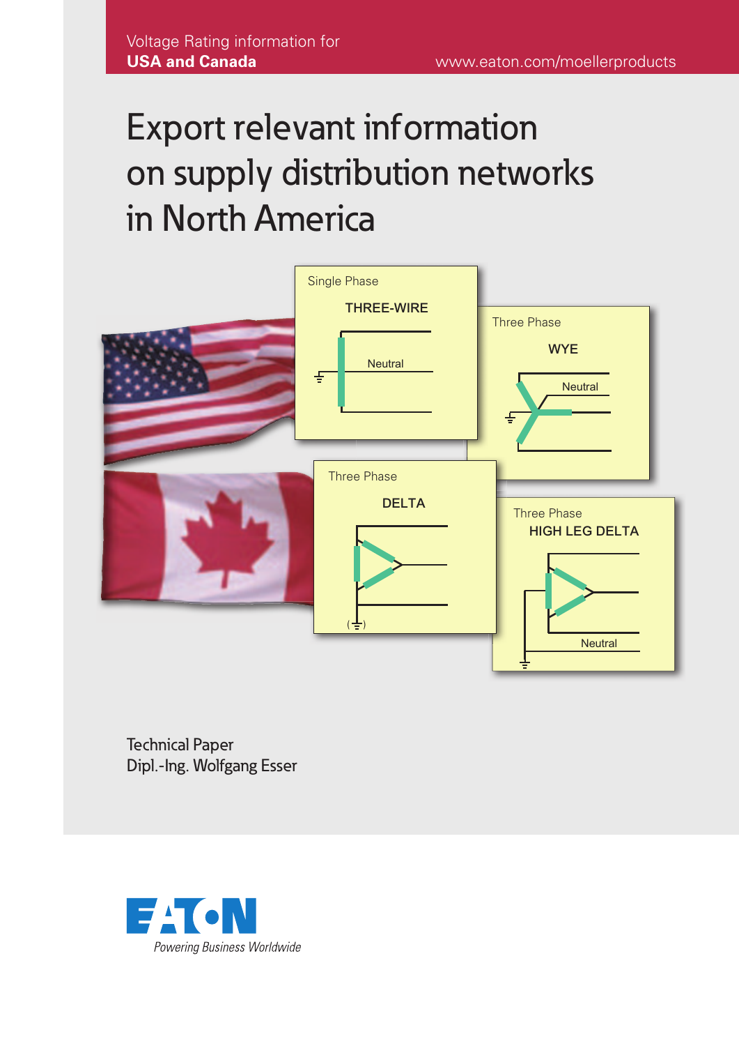Voltage Rating information for
**USA and Canada**

www.eaton.com/moellerproducts

# Export relevant information on supply distribution networks in North America

Single Phase
THREE-WIRE
Neutral

Three Phase
WYE
Neutral

Three Phase
DELTA

Three Phase
HIGH LEG DELTA
Neutral

Technical Paper
Dipl.-Ing. Wolfgang Esser

EATON
*Powering Business Worldwide*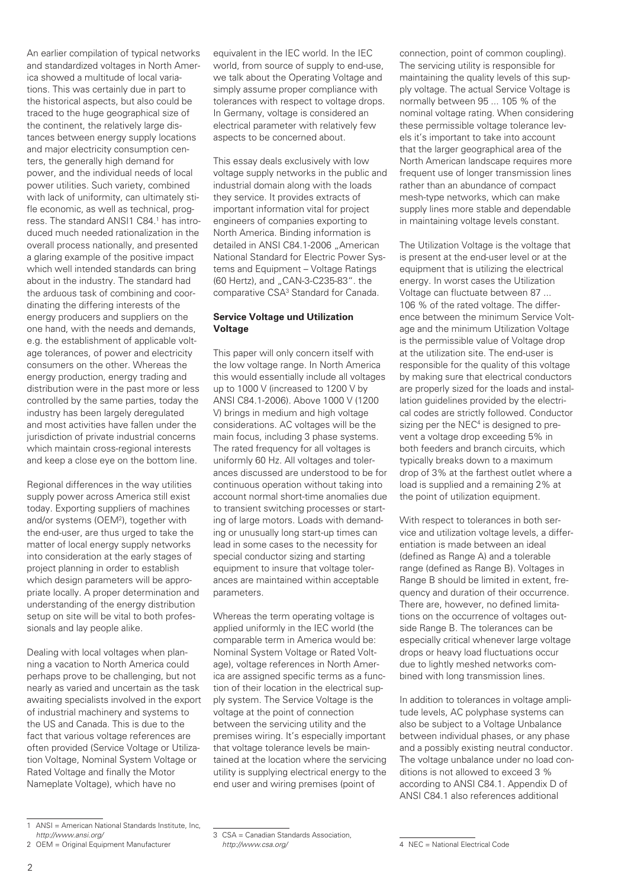An earlier compilation of typical networks and standardized voltages in North America showed a multitude of local variations. This was certainly due in part to the historical aspects, but also could be traced to the huge geographical size of the continent, the relatively large distances between energy supply locations and major electricity consumption centers, the generally high demand for power, and the individual needs of local power utilities. Such variety, combined with lack of uniformity, can ultimately stifle economic, as well as technical, progress. The standard ANSI1 C84.[1] has introduced much needed rationalization in the overall process nationally, and presented a glaring example of the positive impact which well intended standards can bring about in the industry. The standard had the arduous task of combining and coordinating the differing interests of the energy producers and suppliers on the one hand, with the needs and demands, e.g. the establishment of applicable voltage tolerances, of power and electricity consumers on the other. Whereas the energy production, energy trading and distribution were in the past more or less controlled by the same parties, today the industry has been largely deregulated and most activities have fallen under the jurisdiction of private industrial concerns which maintain cross-regional interests and keep a close eye on the bottom line.

Regional differences in the way utilities supply power across America still exist today. Exporting suppliers of machines and/or systems (OEM[2]), together with the end-user, are thus urged to take the matter of local energy supply networks into consideration at the early stages of project planning in order to establish which design parameters will be appropriate locally. A proper determination and understanding of the energy distribution setup on site will be vital to both professionals and lay people alike.

Dealing with local voltages when planning a vacation to North America could perhaps prove to be challenging, but not nearly as varied and uncertain as the task awaiting specialists involved in the export of industrial machinery and systems to the US and Canada. This is due to the fact that various voltage references are often provided (Service Voltage or Utilization Voltage, Nominal System Voltage or Rated Voltage and finally the Motor Nameplate Voltage), which have no equivalent in the IEC world. In the IEC world, from source of supply to end-use, we talk about the Operating Voltage and simply assume proper compliance with tolerances with respect to voltage drops. In Germany, voltage is considered an electrical parameter with relatively few aspects to be concerned about.

This essay deals exclusively with low voltage supply networks in the public and industrial domain along with the loads they service. It provides extracts of important information vital for project engineers of companies exporting to North America. Binding information is detailed in ANSI C84.1-2006 „American National Standard for Electric Power Systems and Equipment – Voltage Ratings (60 Hertz), and „CAN-3-C235-83". the comparative CSA[3] Standard for Canada.

**Service Voltage und Utilization Voltage**

This paper will only concern itself with the low voltage range. In North America this would essentially include all voltages up to 1000 V (increased to 1200 V by ANSI C84.1-2006). Above 1000 V (1200 V) brings in medium and high voltage considerations. AC voltages will be the main focus, including 3 phase systems. The rated frequency for all voltages is uniformly 60 Hz. All voltages and tolerances discussed are understood to be for continuous operation without taking into account normal short-time anomalies due to transient switching processes or starting of large motors. Loads with demanding or unusually long start-up times can lead in some cases to the necessity for special conductor sizing and starting equipment to insure that voltage tolerances are maintained within acceptable parameters.

Whereas the term operating voltage is applied uniformly in the IEC world (the comparable term in America would be: Nominal System Voltage or Rated Voltage), voltage references in North America are assigned specific terms as a function of their location in the electrical supply system. The Service Voltage is the voltage at the point of connection between the servicing utility and the premises wiring. It's especially important that voltage tolerance levels be maintained at the location where the servicing utility is supplying electrical energy to the end user and wiring premises (point of connection, point of common coupling). The servicing utility is responsible for maintaining the quality levels of this supply voltage. The actual Service Voltage is normally between 95 ... 105 % of the nominal voltage rating. When considering these permissible voltage tolerance levels it's important to take into account that the larger geographical area of the North American landscape requires more frequent use of longer transmission lines rather than an abundance of compact mesh-type networks, which can make supply lines more stable and dependable in maintaining voltage levels constant.

The Utilization Voltage is the voltage that is present at the end-user level or at the equipment that is utilizing the electrical energy. In worst cases the Utilization Voltage can fluctuate between 87 ... 106 % of the rated voltage. The difference between the minimum Service Voltage and the minimum Utilization Voltage is the permissible value of Voltage drop at the utilization site. The end-user is responsible for the quality of this voltage by making sure that electrical conductors are properly sized for the loads and installation guidelines provided by the electrical codes are strictly followed. Conductor sizing per the NEC[4] is designed to prevent a voltage drop exceeding 5% in both feeders and branch circuits, which typically breaks down to a maximum drop of 3% at the farthest outlet where a load is supplied and a remaining 2% at the point of utilization equipment.

With respect to tolerances in both service and utilization voltage levels, a differentiation is made between an ideal (defined as Range A) and a tolerable range (defined as Range B). Voltages in Range B should be limited in extent, frequency and duration of their occurrence. There are, however, no defined limitations on the occurrence of voltages outside Range B. The tolerances can be especially critical whenever large voltage drops or heavy load fluctuations occur due to lightly meshed networks combined with long transmission lines.

In addition to tolerances in voltage amplitude levels, AC polyphase systems can also be subject to a Voltage Unbalance between individual phases, or any phase and a possibly existing neutral conductor. The voltage unbalance under no load conditions is not allowed to exceed 3 % according to ANSI C84.1. Appendix D of ANSI C84.1 also references additional

---

1 ANSI = American National Standards Institute, Inc, *http://www.ansi.org/*

2 OEM = Original Equipment Manufacturer

3 CSA = Canadian Standards Association, *http://www.csa.org/*

4 NEC = National Electrical Code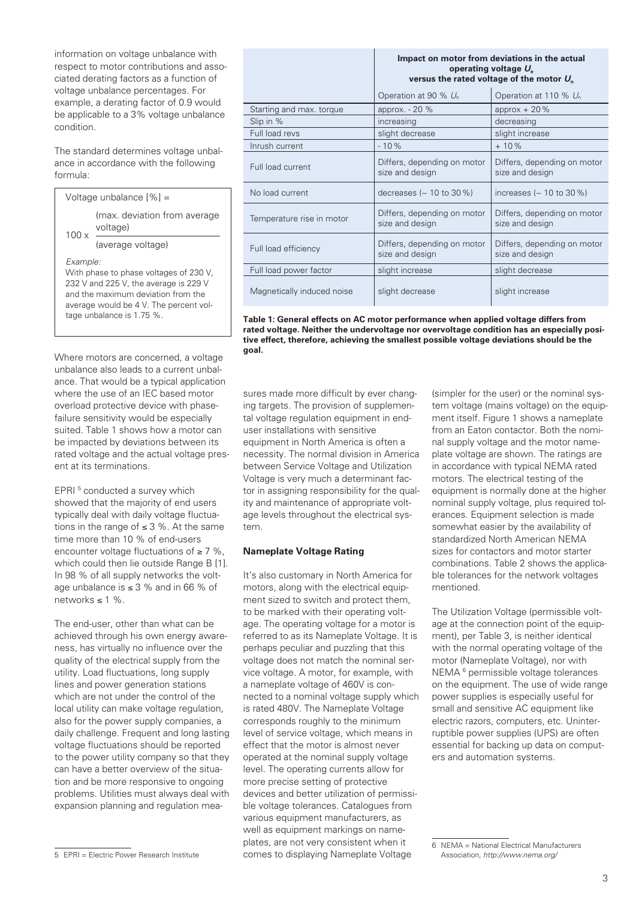information on voltage unbalance with respect to motor contributions and associated derating factors as a function of voltage unbalance percentages. For example, a derating factor of 0.9 would be applicable to a 3% voltage unbalance condition.

The standard determines voltage unbalance in accordance with the following formula:

Voltage unbalance [%] =

$$100 \times \frac{\text{(max. deviation from average voltage)}}{\text{(average voltage)}}$$

*Example:*
With phase to phase voltages of 230 V, 232 V and 225 V, the average is 229 V and the maximum deviation from the average would be 4 V. The percent voltage unbalance is 1.75 %.

Where motors are concerned, a voltage unbalance also leads to a current unbalance. That would be a typical application where the use of an IEC based motor overload protective device with phase-failure sensitivity would be especially suited. Table 1 shows how a motor can be impacted by deviations between its rated voltage and the actual voltage present at its terminations.

EPRI [5] conducted a survey which showed that the majority of end users typically deal with daily voltage fluctuations in the range of ≤ 3 %. At the same time more than 10 % of end-users encounter voltage fluctuations of ≥ 7 %, which could then lie outside Range B [1]. In 98 % of all supply networks the voltage unbalance is ≤ 3 % and in 66 % of networks ≤ 1 %.

The end-user, other than what can be achieved through his own energy awareness, has virtually no influence over the quality of the electrical supply from the utility. Load fluctuations, long supply lines and power generation stations which are not under the control of the local utility can make voltage regulation, also for the power supply companies, a daily challenge. Frequent and long lasting voltage fluctuations should be reported to the power utility company so that they can have a better overview of the situation and be more responsive to ongoing problems. Utilities must always deal with expansion planning and regulation measures made more difficult by ever changing targets. The provision of supplemental voltage regulation equipment in end-user installations with sensitive equipment in North America is often a necessity. The normal division in America between Service Voltage and Utilization Voltage is very much a determinant factor in assigning responsibility for the quality and maintenance of appropriate voltage levels throughout the electrical system.

| | Impact on motor from deviations in the actual operating voltage $U_e$ versus the rated voltage of the motor $U_n$ | |
|---|---|---|
| | Operation at 90 % $U_n$ | Operation at 110 % $U_n$ |
| Starting and max. torque | approx. - 20 % | approx + 20 % |
| Slip in % | increasing | decreasing |
| Full load revs | slight decrease | slight increase |
| Inrush current | - 10 % | + 10 % |
| Full load current | Differs, depending on motor size and design | Differs, depending on motor size and design |
| No load current | decreases (~ 10 to 30 %) | increases (~ 10 to 30 %) |
| Temperature rise in motor | Differs, depending on motor size and design | Differs, depending on motor size and design |
| Full load efficiency | Differs, depending on motor size and design | Differs, depending on motor size and design |
| Full load power factor | slight increase | slight decrease |
| Magnetically induced noise | slight decrease | slight increase |

**Table 1: General effects on AC motor performance when applied voltage differs from rated voltage. Neither the undervoltage nor overvoltage condition has an especially positive effect, therefore, achieving the smallest possible voltage deviations should be the goal.**

## Nameplate Voltage Rating

It's also customary in North America for motors, along with the electrical equipment sized to switch and protect them, to be marked with their operating voltage. The operating voltage for a motor is referred to as its Nameplate Voltage. It is perhaps peculiar and puzzling that this voltage does not match the nominal service voltage. A motor, for example, with a nameplate voltage of 460V is connected to a nominal voltage supply which is rated 480V. The Nameplate Voltage corresponds roughly to the minimum level of service voltage, which means in effect that the motor is almost never operated at the nominal supply voltage level. The operating currents allow for more precise setting of protective devices and better utilization of permissible voltage tolerances. Catalogues from various equipment manufacturers, as well as equipment markings on nameplates, are not very consistent when it comes to displaying Nameplate Voltage (simpler for the user) or the nominal system voltage (mains voltage) on the equipment itself. Figure 1 shows a nameplate from an Eaton contactor. Both the nominal supply voltage and the motor nameplate voltage are shown. The ratings are in accordance with typical NEMA rated motors. The electrical testing of the equipment is normally done at the higher nominal supply voltage, plus required tolerances. Equipment selection is made somewhat easier by the availability of standardized North American NEMA sizes for contactors and motor starter combinations. Table 2 shows the applicable tolerances for the network voltages mentioned.

The Utilization Voltage (permissible voltage at the connection point of the equipment), per Table 3, is neither identical with the normal operating voltage of the motor (Nameplate Voltage), nor with NEMA [6] permissible voltage tolerances on the equipment. The use of wide range power supplies is especially useful for small and sensitive AC equipment like electric razors, computers, etc. Uninterruptible power supplies (UPS) are often essential for backing up data on computers and automation systems.

5 EPRI = Electric Power Research Institute

6 NEMA = National Electrical Manufacturers Association, *http://www.nema.org/*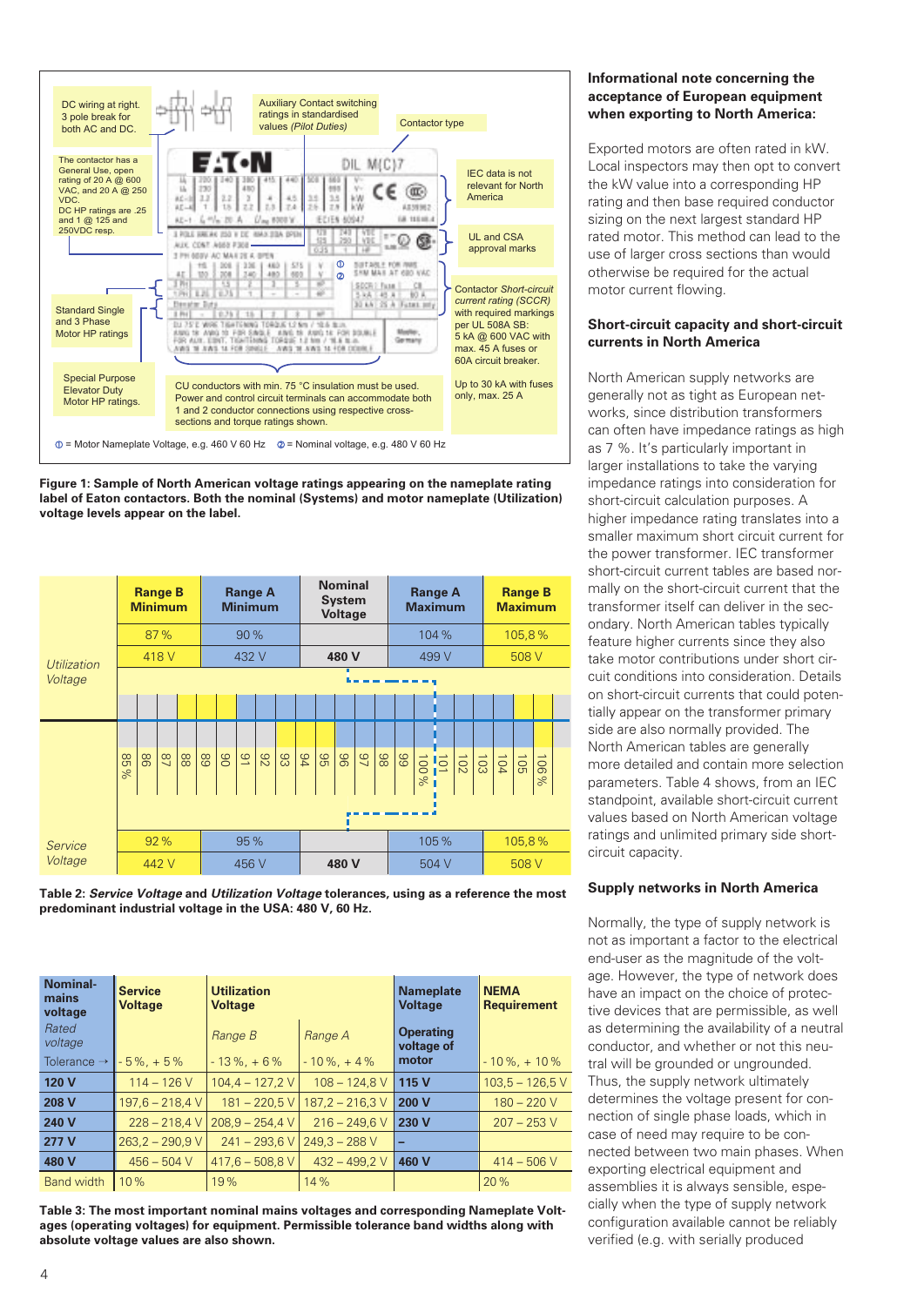DC wiring at right. 3 pole break for both AC and DC.

The contactor has a General Use, open rating of 20 A @ 600 VAC, and 20 A @ 250 VDC. DC HP ratings are .25 and 1 @ 125 and 250VDC resp.

Standard Single and 3 Phase Motor HP ratings

Special Purpose Elevator Duty Motor HP ratings.

Auxiliary Contact switching ratings in standardised values *(Pilot Duties)*

Contactor type

IEC data is not relevant for North America

UL and CSA approval marks

Contactor *Short-circuit current rating (SCCR)* with required markings per UL 508A SB: 5 kA @ 600 VAC with max. 45 A fuses or 60A circuit breaker.

Up to 30 kA with fuses only, max. 25 A

CU conductors with min. 75 °C insulation must be used. Power and control circuit terminals can accommodate both 1 and 2 conductor connections using respective cross-sections and torque ratings shown.

① = Motor Nameplate Voltage, e.g. 460 V 60 Hz ② = Nominal voltage, e.g. 480 V 60 Hz

**Figure 1: Sample of North American voltage ratings appearing on the nameplate rating label of Eaton contactors. Both the nominal (Systems) and motor nameplate (Utilization) voltage levels appear on the label.**

| | Range B Minimum | Range A Minimum | Nominal System Voltage | Range A Maximum | Range B Maximum |
|---|---|---|---|---|---|
| *Utilization Voltage* | 87 % | 90 % | | 104 % | 105,8 % |
| | 418 V | 432 V | **480 V** | 499 V | 508 V |
| | 85 % … 88 | 89 … 93 | 94 … 99 | 100 % … 103 | 104 … 106 % |
| *Service Voltage* | 92 % | 95 % | | 105 % | 105,8 % |
| | 442 V | 456 V | **480 V** | 504 V | 508 V |

**Table 2: *Service Voltage* and *Utilization Voltage* tolerances, using as a reference the most predominant industrial voltage in the USA: 480 V, 60 Hz.**

| **Nominal-mains voltage** | **Service Voltage** | **Utilization Voltage** | | **Nameplate Voltage** | **NEMA Requirement** |
|---|---|---|---|---|---|
| *Rated voltage* | | *Range B* | *Range A* | **Operating voltage of motor** | |
| Tolerance → | - 5 %, + 5 % | - 13 %, + 6 % | - 10 %, + 4 % | | - 10 %, + 10 % |
| **120 V** | 114 – 126 V | 104,4 – 127,2 V | 108 – 124,8 V | **115 V** | 103,5 – 126,5 V |
| **208 V** | 197,6 – 218,4 V | 181 – 220,5 V | 187,2 – 216,3 V | **200 V** | 180 – 220 V |
| **240 V** | 228 – 218,4 V | 208,9 – 254,4 V | 216 – 249,6 V | **230 V** | 207 – 253 V |
| **277 V** | 263,2 – 290,9 V | 241 – 293,6 V | 249,3 – 288 V | **–** | |
| **480 V** | 456 – 504 V | 417,6 – 508,8 V | 432 – 499,2 V | **460 V** | 414 – 506 V |
| Band width | 10 % | 19 % | 14 % | | 20 % |

**Table 3: The most important nominal mains voltages and corresponding Nameplate Voltages (operating voltages) for equipment. Permissible tolerance band widths along with absolute voltage values are also shown.**

### Informational note concerning the acceptance of European equipment when exporting to North America:

Exported motors are often rated in kW. Local inspectors may then opt to convert the kW value into a corresponding HP rating and then base required conductor sizing on the next largest standard HP rated motor. This method can lead to the use of larger cross sections than would otherwise be required for the actual motor current flowing.

### Short-circuit capacity and short-circuit currents in North America

North American supply networks are generally not as tight as European networks, since distribution transformers can often have impedance ratings as high as 7 %. It's particularly important in larger installations to take the varying impedance ratings into consideration for short-circuit calculation purposes. A higher impedance rating translates into a smaller maximum short circuit current for the power transformer. IEC transformer short-circuit current tables are based normally on the short-circuit current that the transformer itself can deliver in the secondary. North American tables typically feature higher currents since they also take motor contributions under short circuit conditions into consideration. Details on short-circuit currents that could potentially appear on the transformer primary side are also normally provided. The North American tables are generally more detailed and contain more selection parameters. Table 4 shows, from an IEC standpoint, available short-circuit current values based on North American voltage ratings and unlimited primary side short-circuit capacity.

### Supply networks in North America

Normally, the type of supply network is not as important a factor to the electrical end-user as the magnitude of the voltage. However, the type of network does have an impact on the choice of protective devices that are permissible, as well as determining the availability of a neutral conductor, and whether or not this neutral conductor will be grounded or ungrounded. Thus, the supply network ultimately determines the voltage present for connection of single phase loads, which in case of need may require to be connected between two main phases. When exporting electrical equipment and assemblies it is always sensible, especially when the type of supply network configuration available cannot be reliably verified (e.g. with serially produced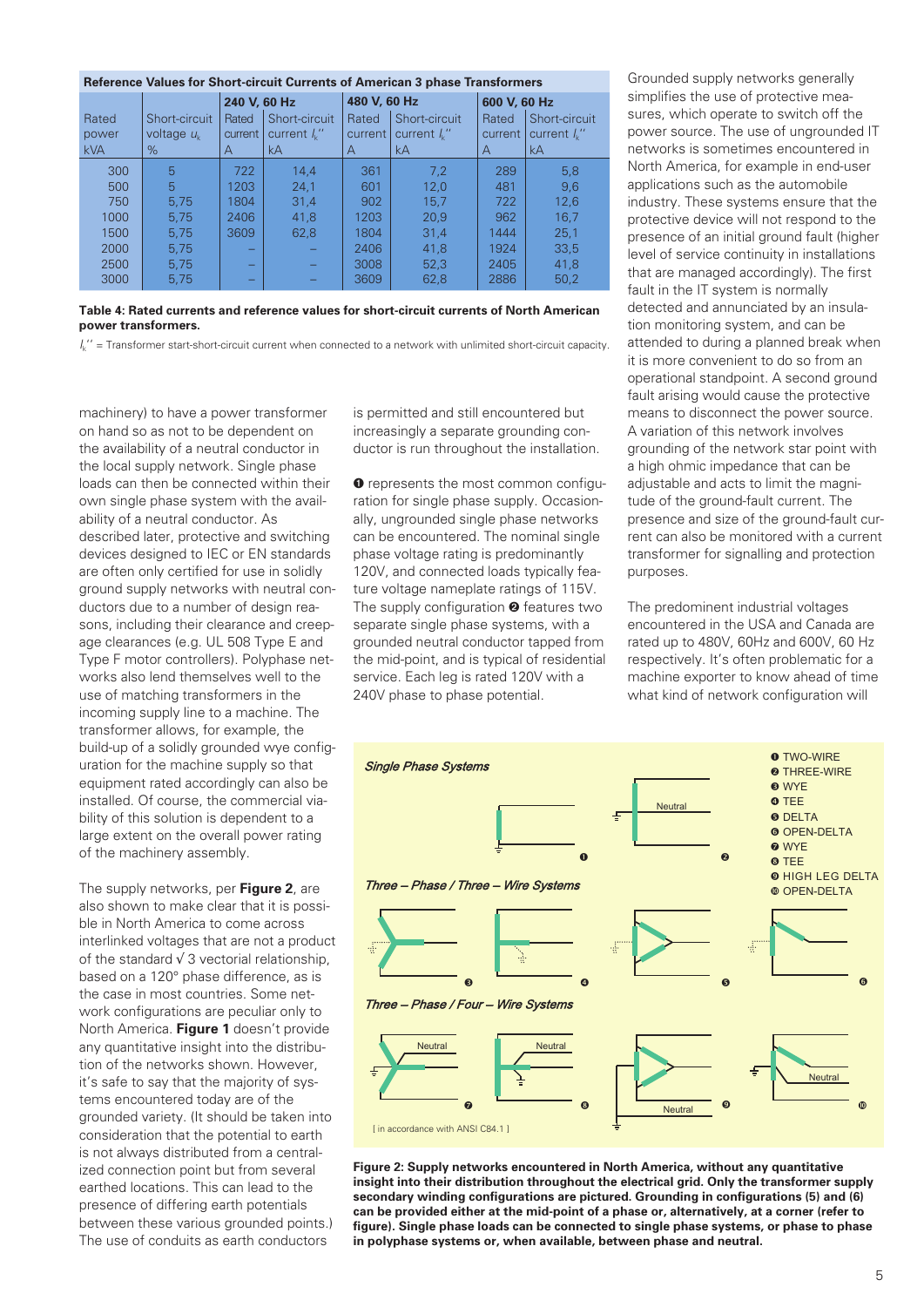| Reference Values for Short-circuit Currents of American 3 phase Transformers | | | | | | | |
|---|---|---|---|---|---|---|---|
| | | 240 V, 60 Hz | | 480 V, 60 Hz | | 600 V, 60 Hz | |
| Rated power kVA | Short-circuit voltage $u_k$ % | Rated current A | Short-circuit current $I_k''$ kA | Rated current A | Short-circuit current $I_k''$ kA | Rated current A | Short-circuit current $I_k''$ kA |
| 300 | 5 | 722 | 14,4 | 361 | 7,2 | 289 | 5,8 |
| 500 | 5 | 1203 | 24,1 | 601 | 12,0 | 481 | 9,6 |
| 750 | 5,75 | 1804 | 31,4 | 902 | 15,7 | 722 | 12,6 |
| 1000 | 5,75 | 2406 | 41,8 | 1203 | 20,9 | 962 | 16,7 |
| 1500 | 5,75 | 3609 | 62,8 | 1804 | 31,4 | 1444 | 25,1 |
| 2000 | 5,75 | – | – | 2406 | 41,8 | 1924 | 33,5 |
| 2500 | 5,75 | – | – | 3008 | 52,3 | 2405 | 41,8 |
| 3000 | 5,75 | – | – | 3609 | 62,8 | 2886 | 50,2 |

**Table 4: Rated currents and reference values for short-circuit currents of North American power transformers.**

$I_k''$ = Transformer start-short-circuit current when connected to a network with unlimited short-circuit capacity.

machinery) to have a power transformer on hand so as not to be dependent on the availability of a neutral conductor in the local supply network. Single phase loads can then be connected within their own single phase system with the availability of a neutral conductor. As described later, protective and switching devices designed to IEC or EN standards are often only certified for use in solidly ground supply networks with neutral conductors due to a number of design reasons, including their clearance and creepage clearances (e.g. UL 508 Type E and Type F motor controllers). Polyphase networks also lend themselves well to the use of matching transformers in the incoming supply line to a machine. The transformer allows, for example, the build-up of a solidly grounded wye configuration for the machine supply so that equipment rated accordingly can also be installed. Of course, the commercial viability of this solution is dependent to a large extent on the overall power rating of the machinery assembly.

The supply networks, per **Figure 2**, are also shown to make clear that it is possible in North America to come across interlinked voltages that are not a product of the standard √ 3 vectorial relationship, based on a 120° phase difference, as is the case in most countries. Some network configurations are peculiar only to North America. **Figure 1** doesn't provide any quantitative insight into the distribution of the networks shown. However, it's safe to say that the majority of systems encountered today are of the grounded variety. (It should be taken into consideration that the potential to earth is not always distributed from a centralized connection point but from several earthed locations. This can lead to the presence of differing earth potentials between these various grounded points.) The use of conduits as earth conductors is permitted and still encountered but increasingly a separate grounding conductor is run throughout the installation.

❶ represents the most common configuration for single phase supply. Occasionally, ungrounded single phase networks can be encountered. The nominal single phase voltage rating is predominantly 120V, and connected loads typically feature voltage nameplate ratings of 115V. The supply configuration ❷ features two separate single phase systems, with a grounded neutral conductor tapped from the mid-point, and is typical of residential service. Each leg is rated 120V with a 240V phase to phase potential.

Grounded supply networks generally simplifies the use of protective measures, which operate to switch off the power source. The use of ungrounded IT networks is sometimes encountered in North America, for example in end-user applications such as the automobile industry. These systems ensure that the protective device will not respond to the presence of an initial ground fault (higher level of service continuity in installations that are managed accordingly). The first fault in the IT system is normally detected and annunciated by an insulation monitoring system, and can be attended to during a planned break when it is more convenient to do so from an operational standpoint. A second ground fault arising would cause the protective means to disconnect the power source. A variation of this network involves grounding of the network star point with a high ohmic impedance that can be adjustable and acts to limit the magnitude of the ground-fault current. The presence and size of the ground-fault current can also be monitored with a current transformer for signalling and protection purposes.

The predominent industrial voltages encountered in the USA and Canada are rated up to 480V, 60Hz and 600V, 60 Hz respectively. It's often problematic for a machine exporter to know ahead of time what kind of network configuration will

*Single Phase Systems*

*Three – Phase / Three – Wire Systems*

*Three – Phase / Four – Wire Systems*

❶ TWO-WIRE
❷ THREE-WIRE
❸ WYE
❹ TEE
❺ DELTA
❻ OPEN-DELTA
❼ WYE
❽ TEE
❾ HIGH LEG DELTA
❿ OPEN-DELTA

[ in accordance with ANSI C84.1 ]

**Figure 2: Supply networks encountered in North America, without any quantitative insight into their distribution throughout the electrical grid. Only the transformer supply secondary winding configurations are pictured. Grounding in configurations (5) and (6) can be provided either at the mid-point of a phase or, alternatively, at a corner (refer to figure). Single phase loads can be connected to single phase systems, or phase to phase in polyphase systems or, when available, between phase and neutral.**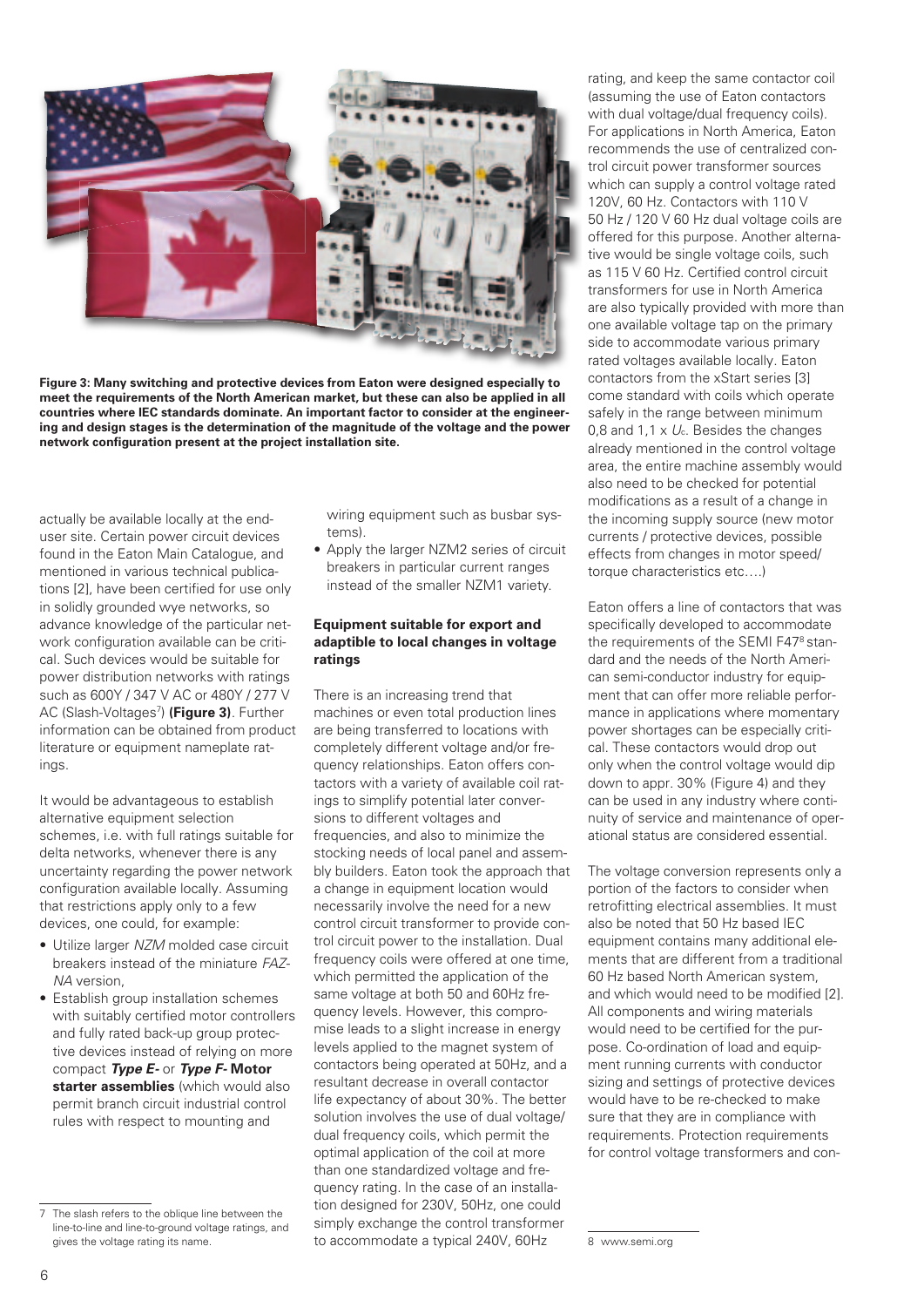**Figure 3: Many switching and protective devices from Eaton were designed especially to meet the requirements of the North American market, but these can also be applied in all countries where IEC standards dominate. An important factor to consider at the engineering and design stages is the determination of the magnitude of the voltage and the power network configuration present at the project installation site.**

actually be available locally at the end-user site. Certain power circuit devices found in the Eaton Main Catalogue, and mentioned in various technical publications [2], have been certified for use only in solidly grounded wye networks, so advance knowledge of the particular network configuration available can be critical. Such devices would be suitable for power distribution networks with ratings such as 600Y / 347 V AC or 480Y / 277 V AC (Slash-Voltages[7]) **(Figure 3)**. Further information can be obtained from product literature or equipment nameplate ratings.

It would be advantageous to establish alternative equipment selection schemes, i.e. with full ratings suitable for delta networks, whenever there is any uncertainty regarding the power network configuration available locally. Assuming that restrictions apply only to a few devices, one could, for example:

- Utilize larger *NZM* molded case circuit breakers instead of the miniature *FAZ-NA* version,
- Establish group installation schemes with suitably certified motor controllers and fully rated back-up group protective devices instead of relying on more compact ***Type E-*** or ***Type F-*** **Motor starter assemblies** (which would also permit branch circuit industrial control rules with respect to mounting and wiring equipment such as busbar systems).
- Apply the larger NZM2 series of circuit breakers in particular current ranges instead of the smaller NZM1 variety.

### Equipment suitable for export and adaptible to local changes in voltage ratings

There is an increasing trend that machines or even total production lines are being transferred to locations with completely different voltage and/or frequency relationships. Eaton offers contactors with a variety of available coil ratings to simplify potential later conversions to different voltages and frequencies, and also to minimize the stocking needs of local panel and assembly builders. Eaton took the approach that a change in equipment location would necessarily involve the need for a new control circuit transformer to provide control circuit power to the installation. Dual frequency coils were offered at one time, which permitted the application of the same voltage at both 50 and 60Hz frequency levels. However, this compromise leads to a slight increase in energy levels applied to the magnet system of contactors being operated at 50Hz, and a resultant decrease in overall contactor life expectancy of about 30%. The better solution involves the use of dual voltage/dual frequency coils, which permit the optimal application of the coil at more than one standardized voltage and frequency rating. In the case of an installation designed for 230V, 50Hz, one could simply exchange the control transformer to accommodate a typical 240V, 60Hz rating, and keep the same contactor coil (assuming the use of Eaton contactors with dual voltage/dual frequency coils). For applications in North America, Eaton recommends the use of centralized control circuit power transformer sources which can supply a control voltage rated 120V, 60 Hz. Contactors with 110 V 50 Hz / 120 V 60 Hz dual voltage coils are offered for this purpose. Another alternative would be single voltage coils, such as 115 V 60 Hz. Certified control circuit transformers for use in North America are also typically provided with more than one available voltage tap on the primary side to accommodate various primary rated voltages available locally. Eaton contactors from the xStart series [3] come standard with coils which operate safely in the range between minimum 0,8 and 1,1 x $U_c$. Besides the changes already mentioned in the control voltage area, the entire machine assembly would also need to be checked for potential modifications as a result of a change in the incoming supply source (new motor currents / protective devices, possible effects from changes in motor speed/ torque characteristics etc….)

Eaton offers a line of contactors that was specifically developed to accommodate the requirements of the SEMI F47[8] standard and the needs of the North American semi-conductor industry for equipment that can offer more reliable performance in applications where momentary power shortages can be especially critical. These contactors would drop out only when the control voltage would dip down to appr. 30% (Figure 4) and they can be used in any industry where continuity of service and maintenance of operational status are considered essential.

The voltage conversion represents only a portion of the factors to consider when retrofitting electrical assemblies. It must also be noted that 50 Hz based IEC equipment contains many additional elements that are different from a traditional 60 Hz based North American system, and which would need to be modified [2]. All components and wiring materials would need to be certified for the purpose. Co-ordination of load and equipment running currents with conductor sizing and settings of protective devices would have to be re-checked to make sure that they are in compliance with requirements. Protection requirements for control voltage transformers and con-

---

7 The slash refers to the oblique line between the line-to-line and line-to-ground voltage ratings, and gives the voltage rating its name.

8 www.semi.org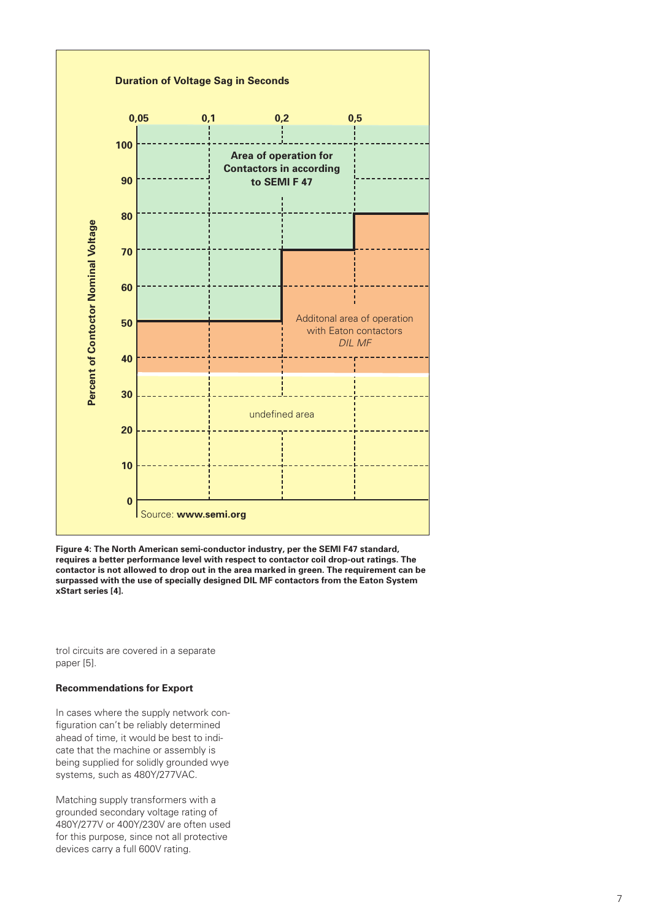**Duration of Voltage Sag in Seconds**

0,05 | 0,1 | 0,2 | 0,5

Percent of Contoctor Nominal Voltage

100, 90, 80, 70, 60, 50, 40, 30, 20, 10, 0

**Area of operation for Contactors in according to SEMI F 47**

Additonal area of operation with Eaton contactors *DIL MF*

undefined area

Source: **www.semi.org**

**Figure 4: The North American semi-conductor industry, per the SEMI F47 standard, requires a better performance level with respect to contactor coil drop-out ratings. The contactor is not allowed to drop out in the area marked in green. The requirement can be surpassed with the use of specially designed DIL MF contactors from the Eaton System xStart series [4].**

trol circuits are covered in a separate paper [5].

### Recommendations for Export

In cases where the supply network configuration can't be reliably determined ahead of time, it would be best to indicate that the machine or assembly is being supplied for solidly grounded wye systems, such as 480Y/277VAC.

Matching supply transformers with a grounded secondary voltage rating of 480Y/277V or 400Y/230V are often used for this purpose, since not all protective devices carry a full 600V rating.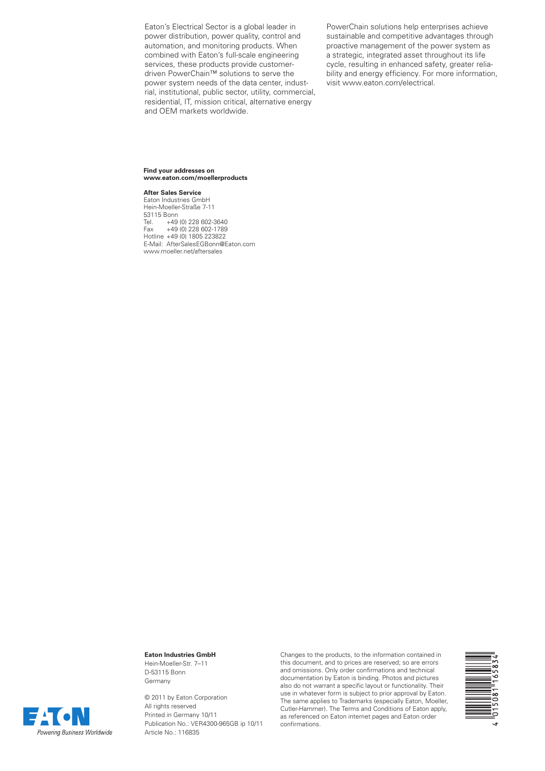Eaton's Electrical Sector is a global leader in power distribution, power quality, control and automation, and monitoring products. When combined with Eaton's full-scale engineering services, these products provide customer-driven PowerChain™ solutions to serve the power system needs of the data center, industrial, institutional, public sector, utility, commercial, residential, IT, mission critical, alternative energy and OEM markets worldwide.

PowerChain solutions help enterprises achieve sustainable and competitive advantages through proactive management of the power system as a strategic, integrated asset throughout its life cycle, resulting in enhanced safety, greater reliability and energy efficiency. For more information, visit www.eaton.com/electrical.

**Find your addresses on**
**www.eaton.com/moellerproducts**

**After Sales Service**
Eaton Industries GmbH
Hein-Moeller-Straße 7-11
53115 Bonn
Tel. +49 (0) 228 602-3640
Fax +49 (0) 228 602-1789
Hotline +49 (0) 1805 223822
E-Mail: AfterSalesEGBonn@Eaton.com
www.moeller.net/aftersales

**Eaton Industries GmbH**
Hein-Moeller-Str. 7–11
D-53115 Bonn
Germany

© 2011 by Eaton Corporation
All rights reserved
Printed in Germany 10/11
Publication No.: VER4300-965GB ip 10/11
Article No.: 116835

Changes to the products, to the information contained in this document, and to prices are reserved; so are errors and omissions. Only order confirmations and technical documentation by Eaton is binding. Photos and pictures also do not warrant a specific layout or functionality. Their use in whatever form is subject to prior approval by Eaton. The same applies to Trademarks (especially Eaton, Moeller, Cutler-Hammer). The Terms and Conditions of Eaton apply, as referenced on Eaton internet pages and Eaton order confirmations.

4 015081 165834

EATON
Powering Business Worldwide